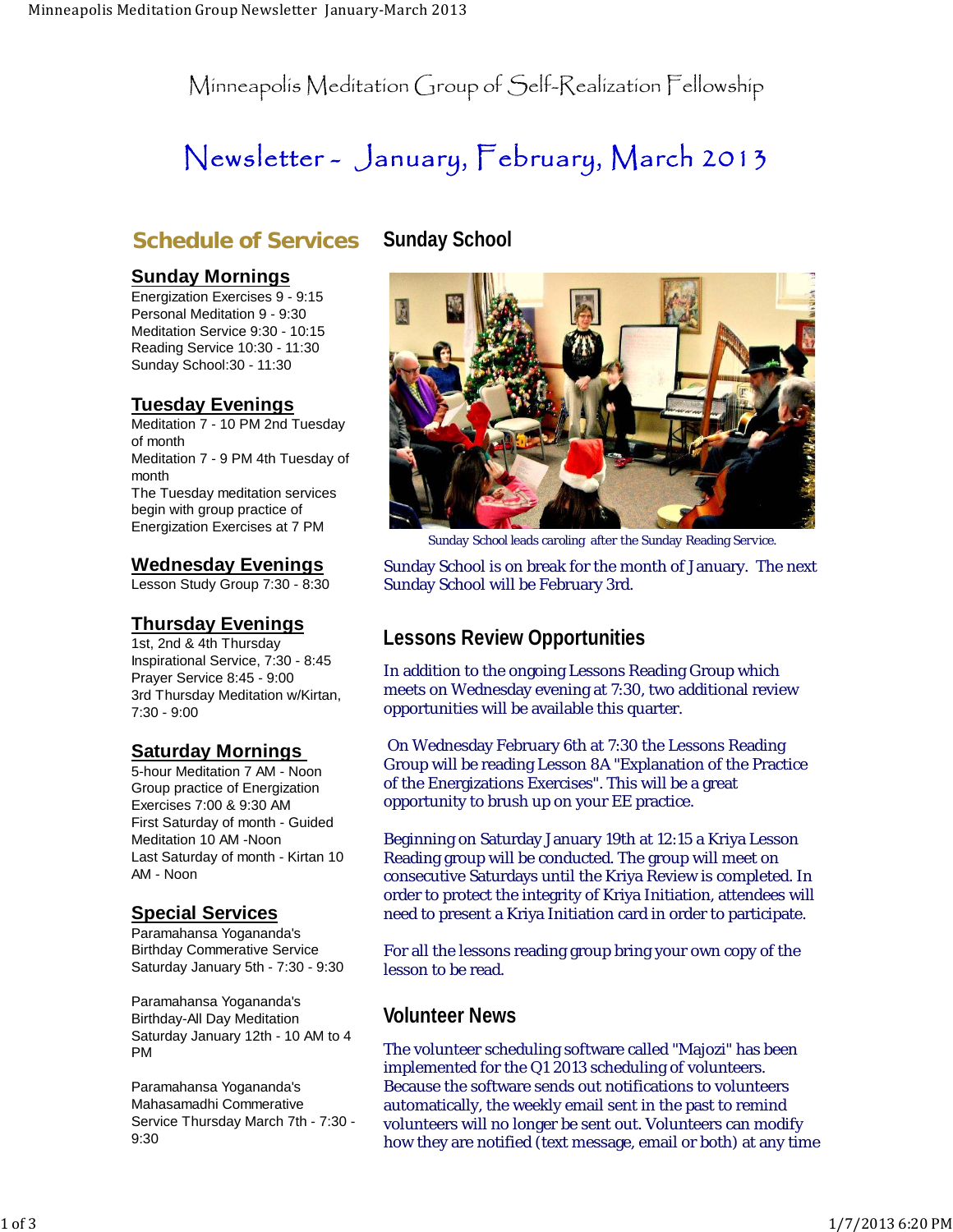# Minneapolis Meditation Group of Self-Realization Fellowship

## Newsletter - January, February, March 2013

## Schedule of Services

### Sunday Mornings

Energization Exercises 9 - 9:15
Personal Meditation 9 - 9:30
Meditation Service 9:30 - 10:15
Reading Service 10:30 - 11:30
Sunday School:30 - 11:30

### Tuesday Evenings

Meditation 7 - 10 PM 2nd Tuesday of month
Meditation 7 - 9 PM 4th Tuesday of month
The Tuesday meditation services begin with group practice of Energization Exercises at 7 PM

### Wednesday Evenings

Lesson Study Group 7:30 - 8:30

### Thursday Evenings

1st, 2nd & 4th Thursday
Inspirational Service, 7:30 - 8:45
Prayer Service 8:45 - 9:00
3rd Thursday Meditation w/Kirtan, 7:30 - 9:00

### Saturday Mornings

5-hour Meditation 7 AM - Noon
Group practice of Energization Exercises 7:00 & 9:30 AM
First Saturday of month - Guided Meditation 10 AM -Noon
Last Saturday of month - Kirtan 10 AM - Noon

### Special Services

Paramahansa Yogananda's Birthday Commerative Service Saturday January 5th - 7:30 - 9:30

Paramahansa Yogananda's Birthday-All Day Meditation Saturday January 12th - 10 AM to 4 PM

Paramahansa Yogananda's Mahasamadhi Commerative Service Thursday March 7th - 7:30 - 9:30

## Sunday School

Sunday School leads caroling after the Sunday Reading Service.

Sunday School is on break for the month of January. The next Sunday School will be February 3rd.

## Lessons Review Opportunities

In addition to the ongoing Lessons Reading Group which meets on Wednesday evening at 7:30, two additional review opportunities will be available this quarter.

On Wednesday February 6th at 7:30 the Lessons Reading Group will be reading Lesson 8A "Explanation of the Practice of the Energizations Exercises". This will be a great opportunity to brush up on your EE practice.

Beginning on Saturday January 19th at 12:15 a Kriya Lesson Reading group will be conducted. The group will meet on consecutive Saturdays until the Kriya Review is completed. In order to protect the integrity of Kriya Initiation, attendees will need to present a Kriya Initiation card in order to participate.

For all the lessons reading group bring your own copy of the lesson to be read.

## Volunteer News

The volunteer scheduling software called "Majozi" has been implemented for the Q1 2013 scheduling of volunteers. Because the software sends out notifications to volunteers automatically, the weekly email sent in the past to remind volunteers will no longer be sent out. Volunteers can modify how they are notified (text message, email or both) at any time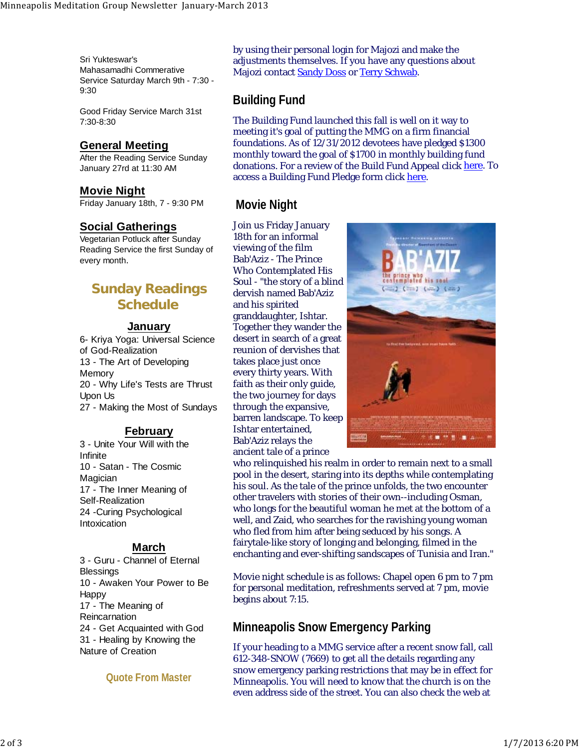Sri Yukteswar's Mahasamadhi Commerative Service Saturday March 9th - 7:30 - 9:30

Good Friday Service March 31st 7:30-8:30

## General Meeting

After the Reading Service Sunday January 27rd at 11:30 AM

## Movie Night

Friday January 18th, 7 - 9:30 PM

## Social Gatherings

Vegetarian Potluck after Sunday Reading Service the first Sunday of every month.

## Sunday Readings Schedule

### January

6- Kriya Yoga: Universal Science of God-Realization
13 - The Art of Developing Memory
20 - Why Life's Tests are Thrust Upon Us
27 - Making the Most of Sundays

### February

3 - Unite Your Will with the Infinite
10 - Satan - The Cosmic Magician
17 - The Inner Meaning of Self-Realization
24 -Curing Psychological Intoxication

### March

3 - Guru - Channel of Eternal Blessings
10 - Awaken Your Power to Be Happy
17 - The Meaning of Reincarnation
24 - Get Acquainted with God
31 - Healing by Knowing the Nature of Creation

## Quote From Master

by using their personal login for Majozi and make the adjustments themselves. If you have any questions about Majozi contact Sandy Doss or Terry Schwab.

## Building Fund

The Building Fund launched this fall is well on it way to meeting it's goal of putting the MMG on a firm financial foundations. As of 12/31/2012 devotees have pledged $1300 monthly toward the goal of $1700 in monthly building fund donations. For a review of the Build Fund Appeal click here. To access a Building Fund Pledge form click here.

## Movie Night

Join us Friday January 18th for an informal viewing of the film Bab'Aziz - The Prince Who Contemplated His Soul - "the story of a blind dervish named Bab'Aziz and his spirited granddaughter, Ishtar. Together they wander the desert in search of a great reunion of dervishes that takes place just once every thirty years. With faith as their only guide, the two journey for days through the expansive, barren landscape. To keep Ishtar entertained, Bab'Aziz relays the ancient tale of a prince who relinquished his realm in order to remain next to a small pool in the desert, staring into its depths while contemplating his soul. As the tale of the prince unfolds, the two encounter other travelers with stories of their own--including Osman, who longs for the beautiful woman he met at the bottom of a well, and Zaid, who searches for the ravishing young woman who fled from him after being seduced by his songs. A fairytale-like story of longing and belonging, filmed in the enchanting and ever-shifting sandscapes of Tunisia and Iran."

Movie night schedule is as follows: Chapel open 6 pm to 7 pm for personal meditation, refreshments served at 7 pm, movie begins about 7:15.

## Minneapolis Snow Emergency Parking

If your heading to a MMG service after a recent snow fall, call 612-348-SNOW (7669) to get all the details regarding any snow emergency parking restrictions that may be in effect for Minneapolis. You will need to know that the church is on the even address side of the street. You can also check the web at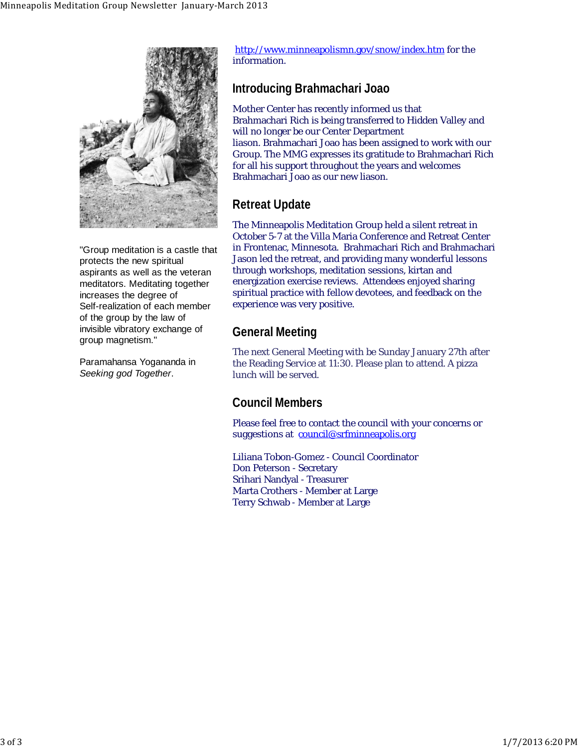"Group meditation is a castle that protects the new spiritual aspirants as well as the veteran meditators. Meditating together increases the degree of Self-realization of each member of the group by the law of invisible vibratory exchange of group magnetism."

Paramahansa Yogananda in *Seeking god Together*.

http://www.minneapolismn.gov/snow/index.htm for the information.

## Introducing Brahmachari Joao

Mother Center has recently informed us that Brahmachari Rich is being transferred to Hidden Valley and will no longer be our Center Department liason. Brahmachari Joao has been assigned to work with our Group. The MMG expresses its gratitude to Brahmachari Rich for all his support throughout the years and welcomes Brahmachari Joao as our new liason.

## Retreat Update

The Minneapolis Meditation Group held a silent retreat in October 5-7 at the Villa Maria Conference and Retreat Center in Frontenac, Minnesota. Brahmachari Rich and Brahmachari Jason led the retreat, and providing many wonderful lessons through workshops, meditation sessions, kirtan and energization exercise reviews. Attendees enjoyed sharing spiritual practice with fellow devotees, and feedback on the experience was very positive.

## General Meeting

The next General Meeting with be Sunday January 27th after the Reading Service at 11:30. Please plan to attend. A pizza lunch will be served.

## Council Members

Please feel free to contact the council with your concerns or suggestions at council@srfminneapolis.org

Liliana Tobon-Gomez - Council Coordinator
Don Peterson - Secretary
Srihari Nandyal - Treasurer
Marta Crothers - Member at Large
Terry Schwab - Member at Large